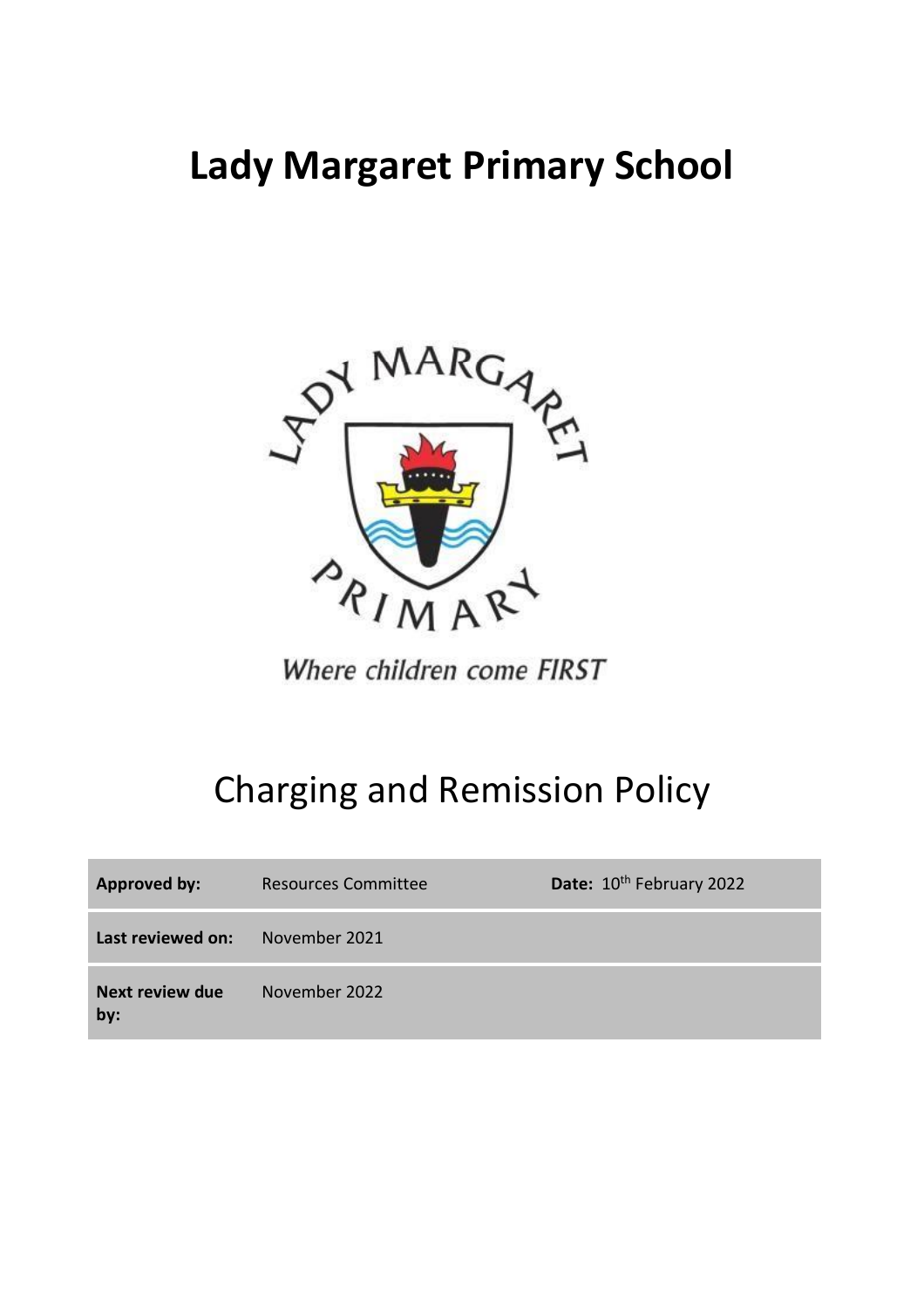# Lady Margaret Primary School

*Where children come FIRST*

## Charging and Remission Policy

| **Approved by:** | Resources Committee | **Date:** 10th February 2022 |
|---|---|---|
| **Last reviewed on:** | November 2021 | |
| **Next review due by:** | November 2022 | |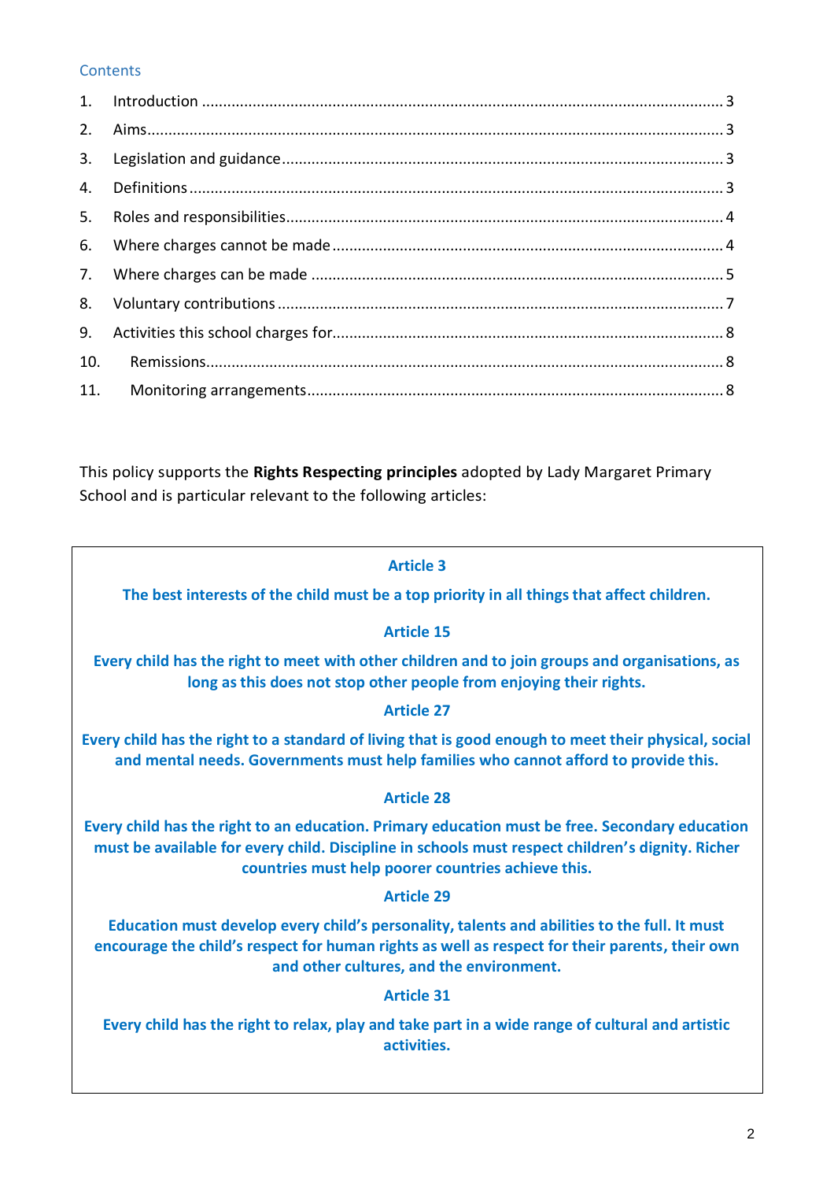Contents

1. Introduction ........................................................................................................ 3
2. Aims.................................................................................................................... 3
3. Legislation and guidance..................................................................................... 3
4. Definitions ........................................................................................................... 3
5. Roles and responsibilities.................................................................................... 4
6. Where charges cannot be made ......................................................................... 4
7. Where charges can be made .............................................................................. 5
8. Voluntary contributions ...................................................................................... 7
9. Activities this school charges for......................................................................... 8
10. Remissions.......................................................................................................... 8
11. Monitoring arrangements................................................................................... 8

This policy supports the **Rights Respecting principles** adopted by Lady Margaret Primary School and is particular relevant to the following articles:

**Article 3**

**The best interests of the child must be a top priority in all things that affect children.**

**Article 15**

**Every child has the right to meet with other children and to join groups and organisations, as long as this does not stop other people from enjoying their rights.**

**Article 27**

**Every child has the right to a standard of living that is good enough to meet their physical, social and mental needs. Governments must help families who cannot afford to provide this.**

**Article 28**

**Every child has the right to an education. Primary education must be free. Secondary education must be available for every child. Discipline in schools must respect children's dignity. Richer countries must help poorer countries achieve this.**

**Article 29**

**Education must develop every child's personality, talents and abilities to the full. It must encourage the child's respect for human rights as well as respect for their parents, their own and other cultures, and the environment.**

**Article 31**

**Every child has the right to relax, play and take part in a wide range of cultural and artistic activities.**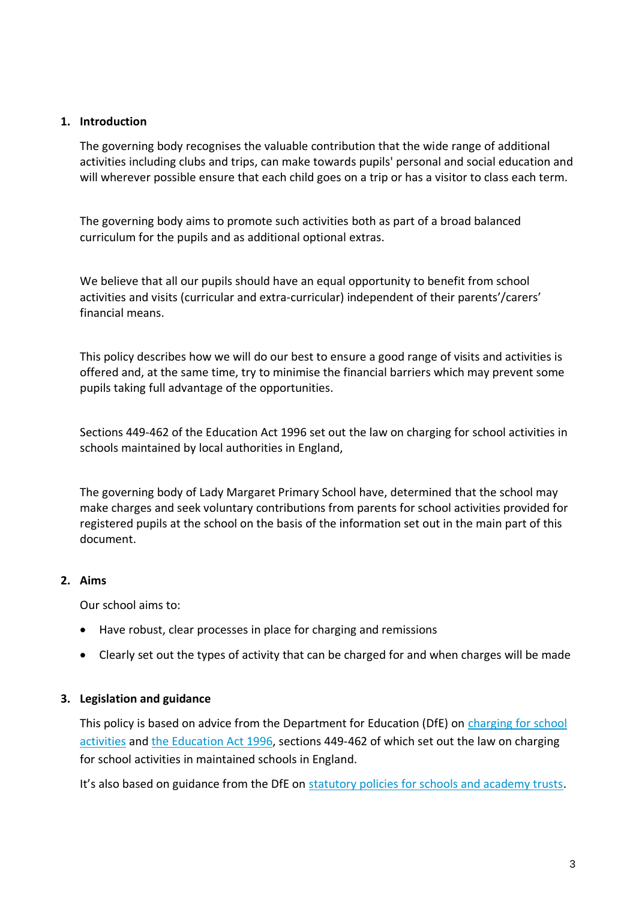## 1. Introduction

The governing body recognises the valuable contribution that the wide range of additional activities including clubs and trips, can make towards pupils' personal and social education and will wherever possible ensure that each child goes on a trip or has a visitor to class each term.

The governing body aims to promote such activities both as part of a broad balanced curriculum for the pupils and as additional optional extras.

We believe that all our pupils should have an equal opportunity to benefit from school activities and visits (curricular and extra-curricular) independent of their parents'/carers' financial means.

This policy describes how we will do our best to ensure a good range of visits and activities is offered and, at the same time, try to minimise the financial barriers which may prevent some pupils taking full advantage of the opportunities.

Sections 449-462 of the Education Act 1996 set out the law on charging for school activities in schools maintained by local authorities in England,

The governing body of Lady Margaret Primary School have, determined that the school may make charges and seek voluntary contributions from parents for school activities provided for registered pupils at the school on the basis of the information set out in the main part of this document.

## 2. Aims

Our school aims to:

- Have robust, clear processes in place for charging and remissions
- Clearly set out the types of activity that can be charged for and when charges will be made

## 3. Legislation and guidance

This policy is based on advice from the Department for Education (DfE) on charging for school activities and the Education Act 1996, sections 449-462 of which set out the law on charging for school activities in maintained schools in England.

It's also based on guidance from the DfE on statutory policies for schools and academy trusts.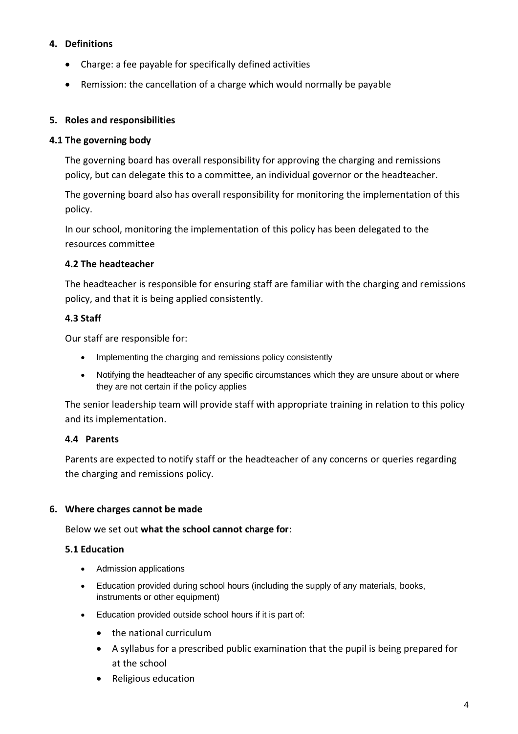## 4. Definitions

- Charge: a fee payable for specifically defined activities
- Remission: the cancellation of a charge which would normally be payable

## 5. Roles and responsibilities

### 4.1 The governing body

The governing board has overall responsibility for approving the charging and remissions policy, but can delegate this to a committee, an individual governor or the headteacher.

The governing board also has overall responsibility for monitoring the implementation of this policy.

In our school, monitoring the implementation of this policy has been delegated to the resources committee

### 4.2 The headteacher

The headteacher is responsible for ensuring staff are familiar with the charging and remissions policy, and that it is being applied consistently.

### 4.3 Staff

Our staff are responsible for:

- Implementing the charging and remissions policy consistently
- Notifying the headteacher of any specific circumstances which they are unsure about or where they are not certain if the policy applies

The senior leadership team will provide staff with appropriate training in relation to this policy and its implementation.

### 4.4 Parents

Parents are expected to notify staff or the headteacher of any concerns or queries regarding the charging and remissions policy.

## 6. Where charges cannot be made

Below we set out **what the school cannot charge for**:

### 5.1 Education

- Admission applications
- Education provided during school hours (including the supply of any materials, books, instruments or other equipment)
- Education provided outside school hours if it is part of:
  - the national curriculum
  - A syllabus for a prescribed public examination that the pupil is being prepared for at the school
  - Religious education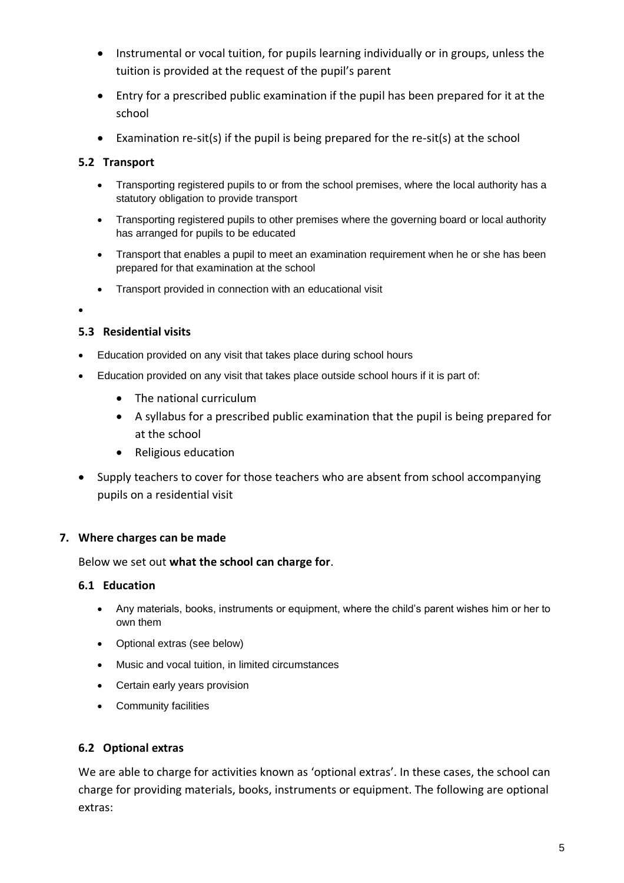- Instrumental or vocal tuition, for pupils learning individually or in groups, unless the tuition is provided at the request of the pupil's parent
- Entry for a prescribed public examination if the pupil has been prepared for it at the school
- Examination re-sit(s) if the pupil is being prepared for the re-sit(s) at the school

### 5.2 Transport

- Transporting registered pupils to or from the school premises, where the local authority has a statutory obligation to provide transport
- Transporting registered pupils to other premises where the governing board or local authority has arranged for pupils to be educated
- Transport that enables a pupil to meet an examination requirement when he or she has been prepared for that examination at the school
- Transport provided in connection with an educational visit

### 5.3 Residential visits

- Education provided on any visit that takes place during school hours
- Education provided on any visit that takes place outside school hours if it is part of:
  - The national curriculum
  - A syllabus for a prescribed public examination that the pupil is being prepared for at the school
  - Religious education
- Supply teachers to cover for those teachers who are absent from school accompanying pupils on a residential visit

## 7. Where charges can be made

Below we set out **what the school can charge for**.

### 6.1 Education

- Any materials, books, instruments or equipment, where the child's parent wishes him or her to own them
- Optional extras (see below)
- Music and vocal tuition, in limited circumstances
- Certain early years provision
- Community facilities

### 6.2 Optional extras

We are able to charge for activities known as 'optional extras'. In these cases, the school can charge for providing materials, books, instruments or equipment. The following are optional extras: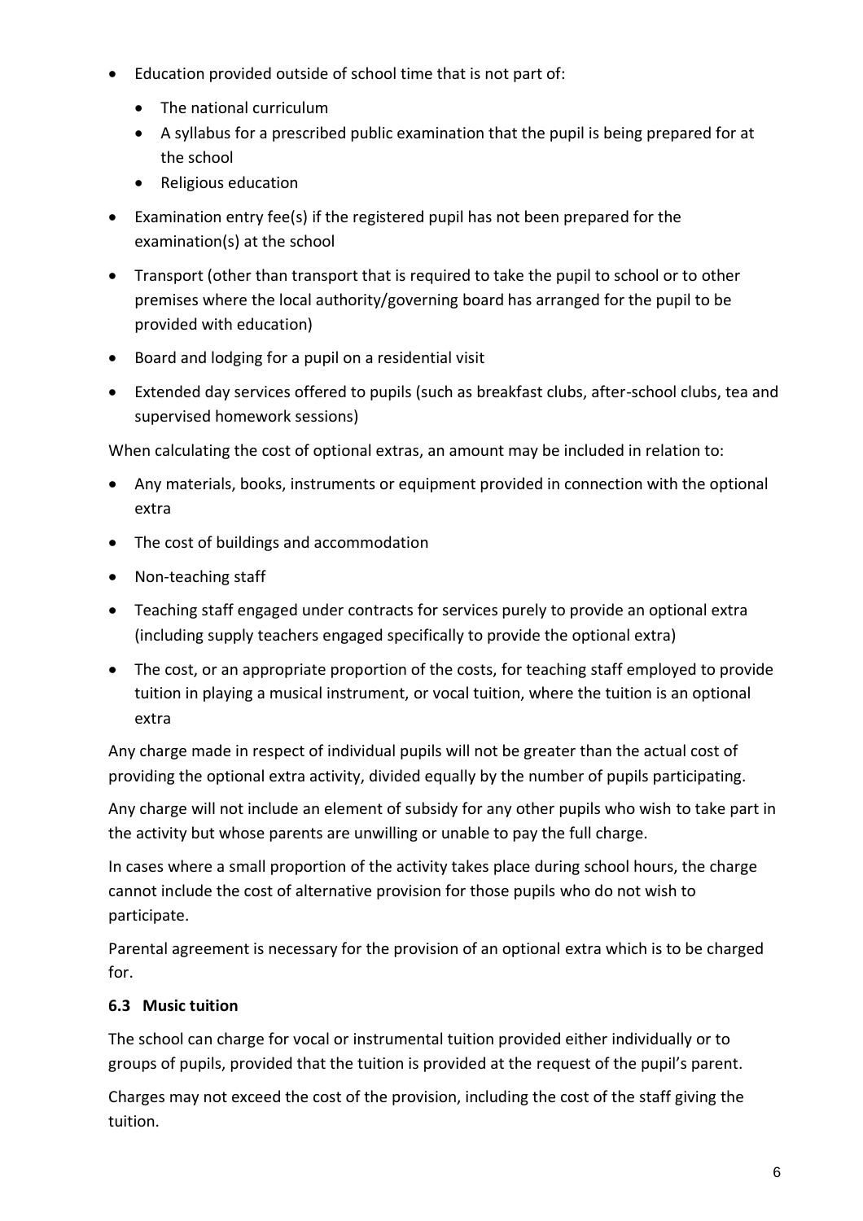- Education provided outside of school time that is not part of:
  - The national curriculum
  - A syllabus for a prescribed public examination that the pupil is being prepared for at the school
  - Religious education
- Examination entry fee(s) if the registered pupil has not been prepared for the examination(s) at the school
- Transport (other than transport that is required to take the pupil to school or to other premises where the local authority/governing board has arranged for the pupil to be provided with education)
- Board and lodging for a pupil on a residential visit
- Extended day services offered to pupils (such as breakfast clubs, after-school clubs, tea and supervised homework sessions)

When calculating the cost of optional extras, an amount may be included in relation to:

- Any materials, books, instruments or equipment provided in connection with the optional extra
- The cost of buildings and accommodation
- Non-teaching staff
- Teaching staff engaged under contracts for services purely to provide an optional extra (including supply teachers engaged specifically to provide the optional extra)
- The cost, or an appropriate proportion of the costs, for teaching staff employed to provide tuition in playing a musical instrument, or vocal tuition, where the tuition is an optional extra

Any charge made in respect of individual pupils will not be greater than the actual cost of providing the optional extra activity, divided equally by the number of pupils participating.

Any charge will not include an element of subsidy for any other pupils who wish to take part in the activity but whose parents are unwilling or unable to pay the full charge.

In cases where a small proportion of the activity takes place during school hours, the charge cannot include the cost of alternative provision for those pupils who do not wish to participate.

Parental agreement is necessary for the provision of an optional extra which is to be charged for.

### 6.3 Music tuition

The school can charge for vocal or instrumental tuition provided either individually or to groups of pupils, provided that the tuition is provided at the request of the pupil's parent.

Charges may not exceed the cost of the provision, including the cost of the staff giving the tuition.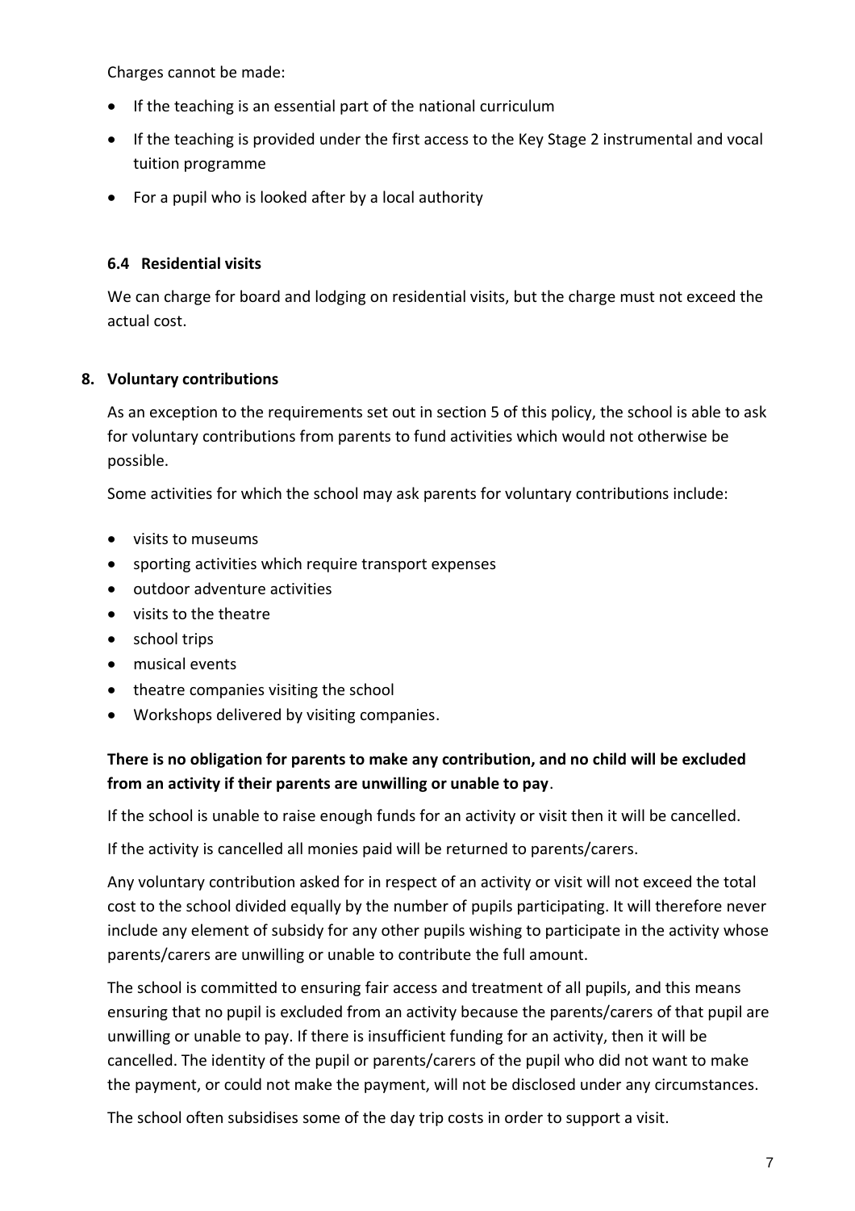Charges cannot be made:

- If the teaching is an essential part of the national curriculum
- If the teaching is provided under the first access to the Key Stage 2 instrumental and vocal tuition programme
- For a pupil who is looked after by a local authority

### 6.4 Residential visits

We can charge for board and lodging on residential visits, but the charge must not exceed the actual cost.

## 8. Voluntary contributions

As an exception to the requirements set out in section 5 of this policy, the school is able to ask for voluntary contributions from parents to fund activities which would not otherwise be possible.

Some activities for which the school may ask parents for voluntary contributions include:

- visits to museums
- sporting activities which require transport expenses
- outdoor adventure activities
- visits to the theatre
- school trips
- musical events
- theatre companies visiting the school
- Workshops delivered by visiting companies.

**There is no obligation for parents to make any contribution, and no child will be excluded from an activity if their parents are unwilling or unable to pay**.

If the school is unable to raise enough funds for an activity or visit then it will be cancelled.

If the activity is cancelled all monies paid will be returned to parents/carers.

Any voluntary contribution asked for in respect of an activity or visit will not exceed the total cost to the school divided equally by the number of pupils participating. It will therefore never include any element of subsidy for any other pupils wishing to participate in the activity whose parents/carers are unwilling or unable to contribute the full amount.

The school is committed to ensuring fair access and treatment of all pupils, and this means ensuring that no pupil is excluded from an activity because the parents/carers of that pupil are unwilling or unable to pay. If there is insufficient funding for an activity, then it will be cancelled. The identity of the pupil or parents/carers of the pupil who did not want to make the payment, or could not make the payment, will not be disclosed under any circumstances.

The school often subsidises some of the day trip costs in order to support a visit.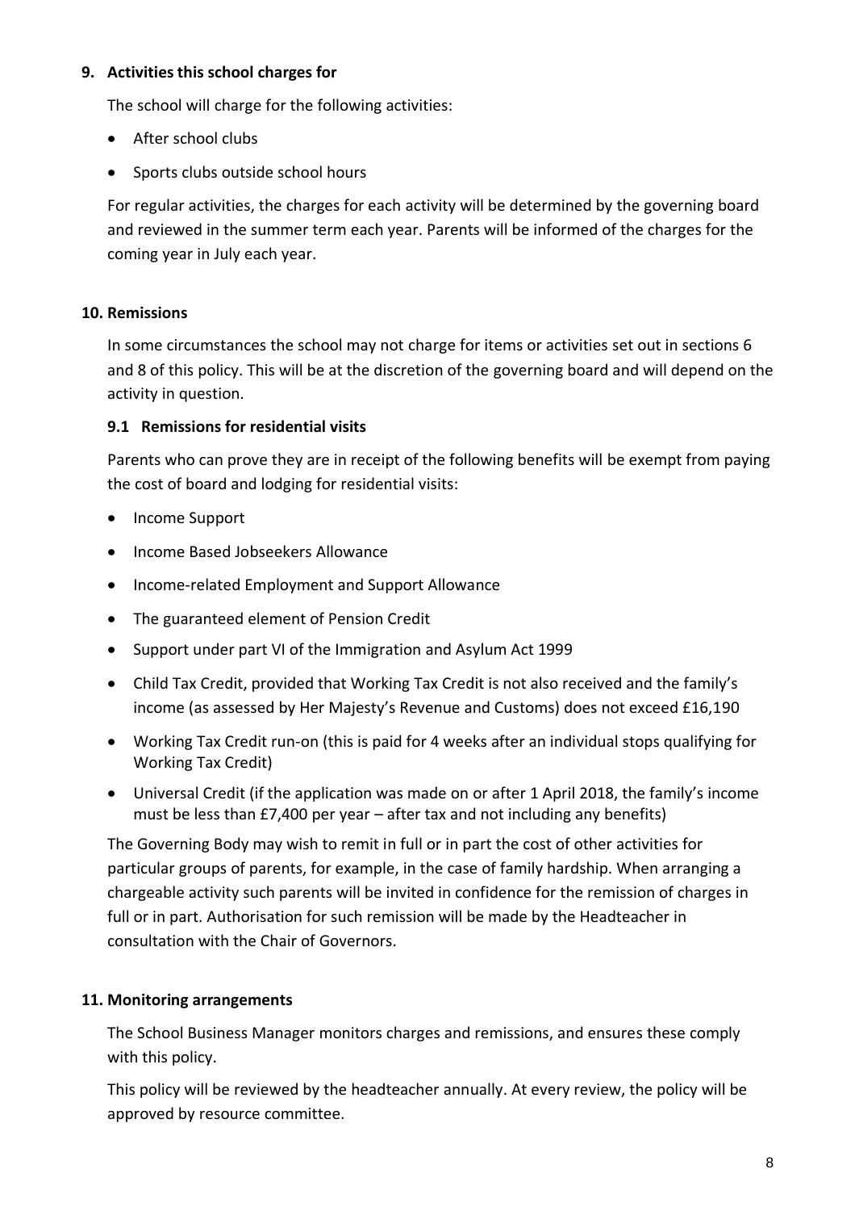## 9. Activities this school charges for

The school will charge for the following activities:

- After school clubs
- Sports clubs outside school hours

For regular activities, the charges for each activity will be determined by the governing board and reviewed in the summer term each year. Parents will be informed of the charges for the coming year in July each year.

## 10. Remissions

In some circumstances the school may not charge for items or activities set out in sections 6 and 8 of this policy. This will be at the discretion of the governing board and will depend on the activity in question.

### 9.1 Remissions for residential visits

Parents who can prove they are in receipt of the following benefits will be exempt from paying the cost of board and lodging for residential visits:

- Income Support
- Income Based Jobseekers Allowance
- Income-related Employment and Support Allowance
- The guaranteed element of Pension Credit
- Support under part VI of the Immigration and Asylum Act 1999
- Child Tax Credit, provided that Working Tax Credit is not also received and the family's income (as assessed by Her Majesty's Revenue and Customs) does not exceed £16,190
- Working Tax Credit run-on (this is paid for 4 weeks after an individual stops qualifying for Working Tax Credit)
- Universal Credit (if the application was made on or after 1 April 2018, the family's income must be less than £7,400 per year – after tax and not including any benefits)

The Governing Body may wish to remit in full or in part the cost of other activities for particular groups of parents, for example, in the case of family hardship. When arranging a chargeable activity such parents will be invited in confidence for the remission of charges in full or in part. Authorisation for such remission will be made by the Headteacher in consultation with the Chair of Governors.

## 11. Monitoring arrangements

The School Business Manager monitors charges and remissions, and ensures these comply with this policy.

This policy will be reviewed by the headteacher annually. At every review, the policy will be approved by resource committee.